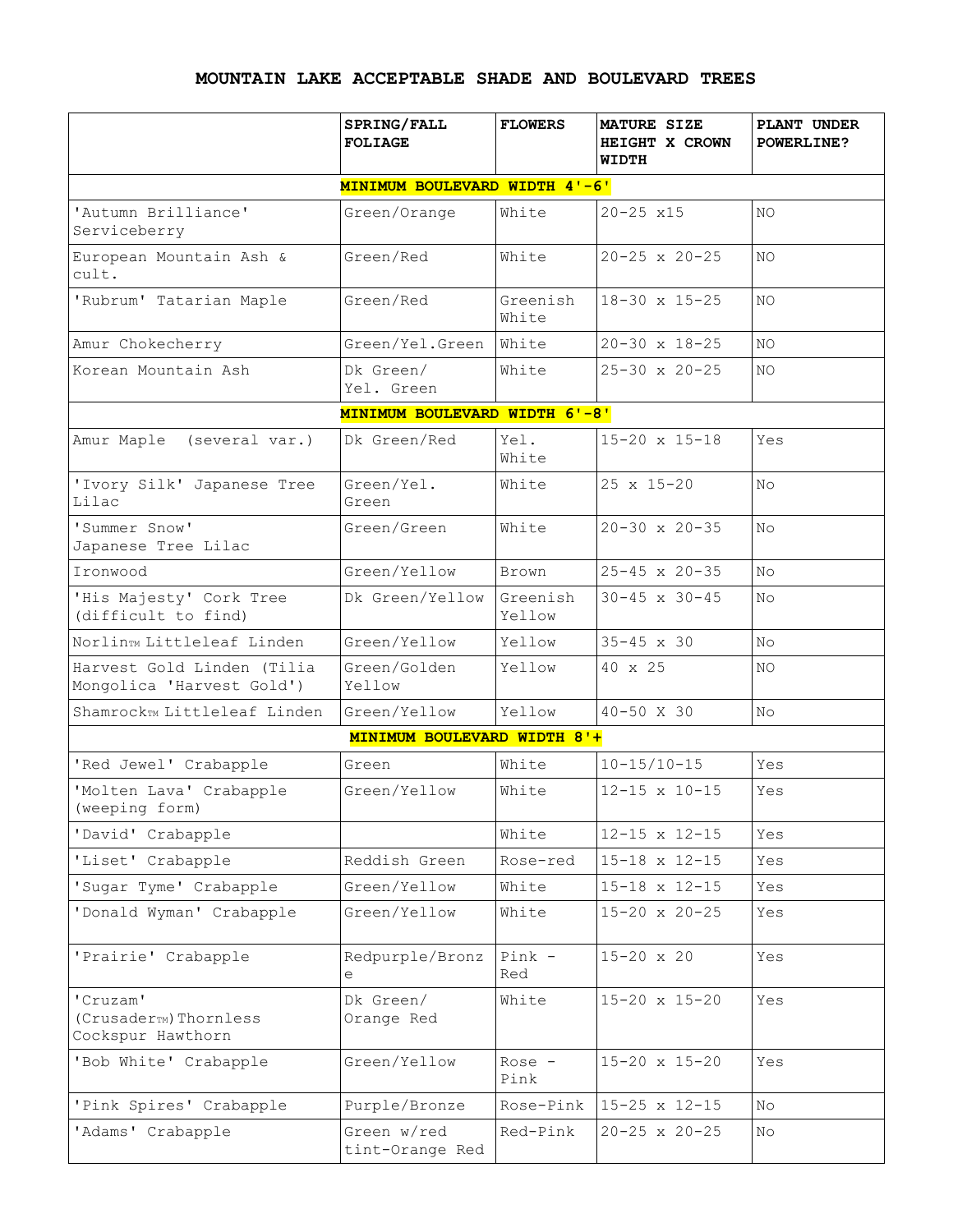# MOUNTAIN LAKE ACCEPTABLE SHADE AND BOULEVARD TREES

| | SPRING/FALL FOLIAGE | FLOWERS | MATURE SIZE HEIGHT X CROWN WIDTH | PLANT UNDER POWERLINE? |
|---|---|---|---|---|
| **MINIMUM BOULEVARD WIDTH 4'-6'** | | | | |
| 'Autumn Brilliance' Serviceberry | Green/Orange | White | 20-25 x15 | NO |
| European Mountain Ash & cult. | Green/Red | White | 20-25 x 20-25 | NO |
| 'Rubrum' Tatarian Maple | Green/Red | Greenish White | 18-30 x 15-25 | NO |
| Amur Chokecherry | Green/Yel.Green | White | 20-30 x 18-25 | NO |
| Korean Mountain Ash | Dk Green/ Yel. Green | White | 25-30 x 20-25 | NO |
| **MINIMUM BOULEVARD WIDTH 6'-8'** | | | | |
| Amur Maple (several var.) | Dk Green/Red | Yel. White | 15-20 x 15-18 | Yes |
| 'Ivory Silk' Japanese Tree Lilac | Green/Yel. Green | White | 25 x 15-20 | No |
| 'Summer Snow' Japanese Tree Lilac | Green/Green | White | 20-30 x 20-35 | No |
| Ironwood | Green/Yellow | Brown | 25-45 x 20-35 | No |
| 'His Majesty' Cork Tree (difficult to find) | Dk Green/Yellow | Greenish Yellow | 30-45 x 30-45 | No |
| Norlin™ Littleleaf Linden | Green/Yellow | Yellow | 35-45 x 30 | No |
| Harvest Gold Linden (Tilia Mongolica 'Harvest Gold') | Green/Golden Yellow | Yellow | 40 x 25 | NO |
| Shamrock™ Littleleaf Linden | Green/Yellow | Yellow | 40-50 X 30 | No |
| **MINIMUM BOULEVARD WIDTH 8'+** | | | | |
| 'Red Jewel' Crabapple | Green | White | 10-15/10-15 | Yes |
| 'Molten Lava' Crabapple (weeping form) | Green/Yellow | White | 12-15 x 10-15 | Yes |
| 'David' Crabapple | | White | 12-15 x 12-15 | Yes |
| 'Liset' Crabapple | Reddish Green | Rose-red | 15-18 x 12-15 | Yes |
| 'Sugar Tyme' Crabapple | Green/Yellow | White | 15-18 x 12-15 | Yes |
| 'Donald Wyman' Crabapple | Green/Yellow | White | 15-20 x 20-25 | Yes |
| 'Prairie' Crabapple | Redpurple/Bronze | Pink - Red | 15-20 x 20 | Yes |
| 'Cruzam' (Crusader™) Thornless Cockspur Hawthorn | Dk Green/ Orange Red | White | 15-20 x 15-20 | Yes |
| 'Bob White' Crabapple | Green/Yellow | Rose - Pink | 15-20 x 15-20 | Yes |
| 'Pink Spires' Crabapple | Purple/Bronze | Rose-Pink | 15-25 x 12-15 | No |
| 'Adams' Crabapple | Green w/red tint-Orange Red | Red-Pink | 20-25 x 20-25 | No |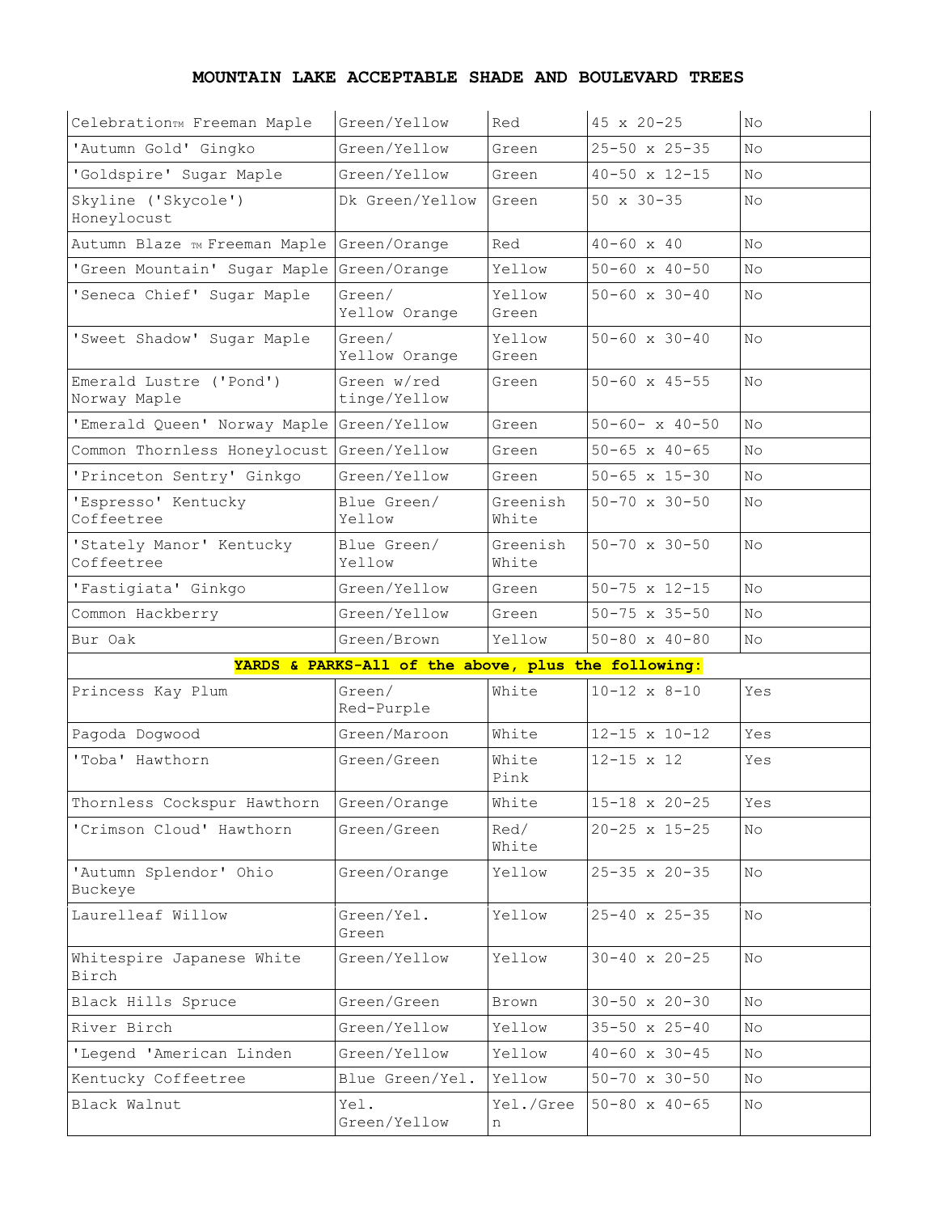# MOUNTAIN LAKE ACCEPTABLE SHADE AND BOULEVARD TREES

| | | | | |
|---|---|---|---|---|
| Celebration™ Freeman Maple | Green/Yellow | Red | 45 x 20-25 | No |
| 'Autumn Gold' Gingko | Green/Yellow | Green | 25-50 x 25-35 | No |
| 'Goldspire' Sugar Maple | Green/Yellow | Green | 40-50 x 12-15 | No |
| Skyline ('Skycole') Honeylocust | Dk Green/Yellow | Green | 50 x 30-35 | No |
| Autumn Blaze ™ Freeman Maple | Green/Orange | Red | 40-60 x 40 | No |
| 'Green Mountain' Sugar Maple | Green/Orange | Yellow | 50-60 x 40-50 | No |
| 'Seneca Chief' Sugar Maple | Green/ Yellow Orange | Yellow Green | 50-60 x 30-40 | No |
| 'Sweet Shadow' Sugar Maple | Green/ Yellow Orange | Yellow Green | 50-60 x 30-40 | No |
| Emerald Lustre ('Pond') Norway Maple | Green w/red tinge/Yellow | Green | 50-60 x 45-55 | No |
| 'Emerald Queen' Norway Maple | Green/Yellow | Green | 50-60- x 40-50 | No |
| Common Thornless Honeylocust | Green/Yellow | Green | 50-65 x 40-65 | No |
| 'Princeton Sentry' Ginkgo | Green/Yellow | Green | 50-65 x 15-30 | No |
| 'Espresso' Kentucky Coffeetree | Blue Green/ Yellow | Greenish White | 50-70 x 30-50 | No |
| 'Stately Manor' Kentucky Coffeetree | Blue Green/ Yellow | Greenish White | 50-70 x 30-50 | No |
| 'Fastigiata' Ginkgo | Green/Yellow | Green | 50-75 x 12-15 | No |
| Common Hackberry | Green/Yellow | Green | 50-75 x 35-50 | No |
| Bur Oak | Green/Brown | Yellow | 50-80 x 40-80 | No |
| **YARDS & PARKS-All of the above, plus the following:** | | | | |
| Princess Kay Plum | Green/ Red-Purple | White | 10-12 x 8-10 | Yes |
| Pagoda Dogwood | Green/Maroon | White | 12-15 x 10-12 | Yes |
| 'Toba' Hawthorn | Green/Green | White Pink | 12-15 x 12 | Yes |
| Thornless Cockspur Hawthorn | Green/Orange | White | 15-18 x 20-25 | Yes |
| 'Crimson Cloud' Hawthorn | Green/Green | Red/ White | 20-25 x 15-25 | No |
| 'Autumn Splendor' Ohio Buckeye | Green/Orange | Yellow | 25-35 x 20-35 | No |
| Laurelleaf Willow | Green/Yel. Green | Yellow | 25-40 x 25-35 | No |
| Whitespire Japanese White Birch | Green/Yellow | Yellow | 30-40 x 20-25 | No |
| Black Hills Spruce | Green/Green | Brown | 30-50 x 20-30 | No |
| River Birch | Green/Yellow | Yellow | 35-50 x 25-40 | No |
| 'Legend 'American Linden | Green/Yellow | Yellow | 40-60 x 30-45 | No |
| Kentucky Coffeetree | Blue Green/Yel. | Yellow | 50-70 x 30-50 | No |
| Black Walnut | Yel. Green/Yellow | Yel./Green | 50-80 x 40-65 | No |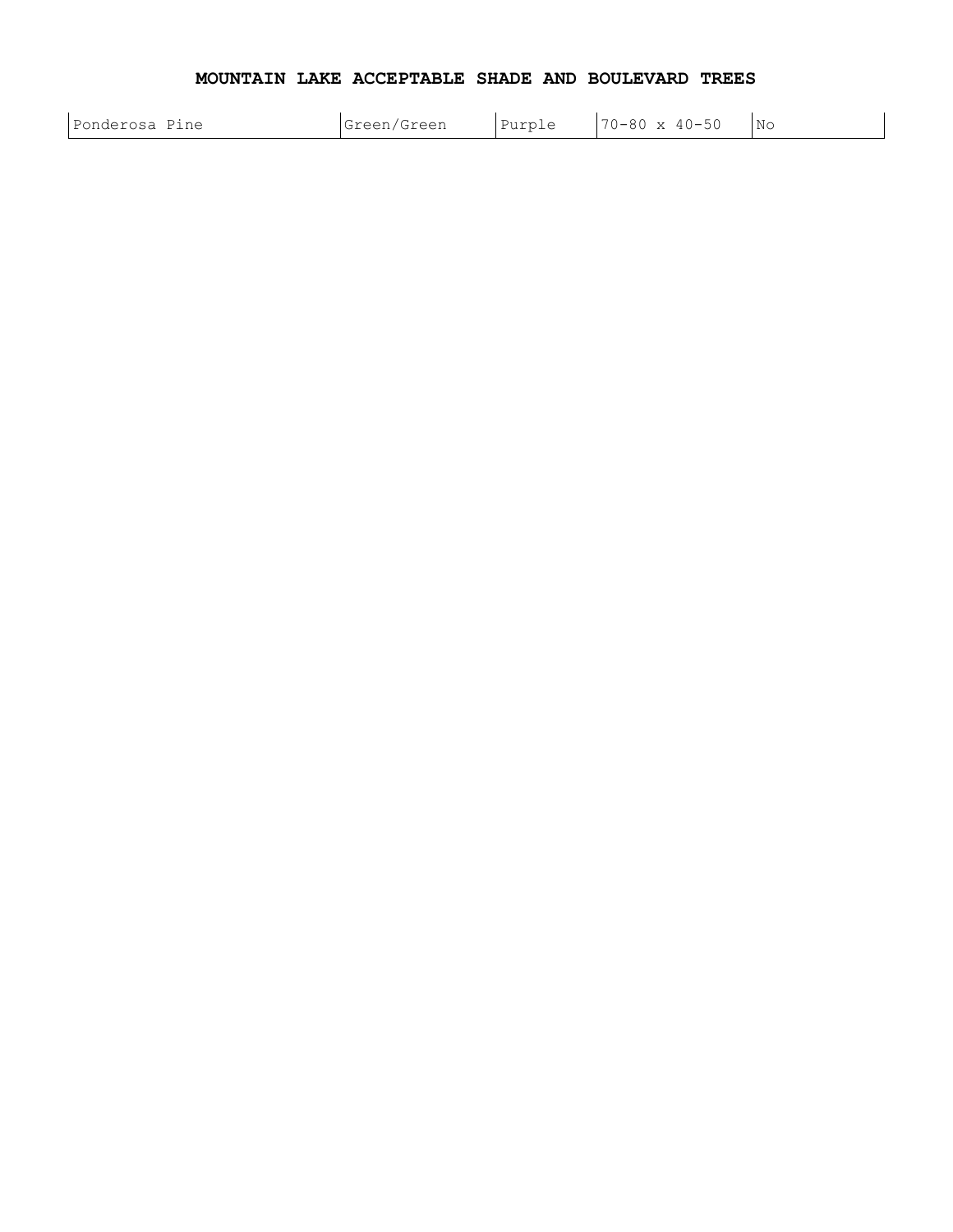# MOUNTAIN LAKE ACCEPTABLE SHADE AND BOULEVARD TREES

| | | | | |
|---|---|---|---|---|
| Ponderosa Pine | Green/Green | Purple | 70-80 x 40-50 | No |